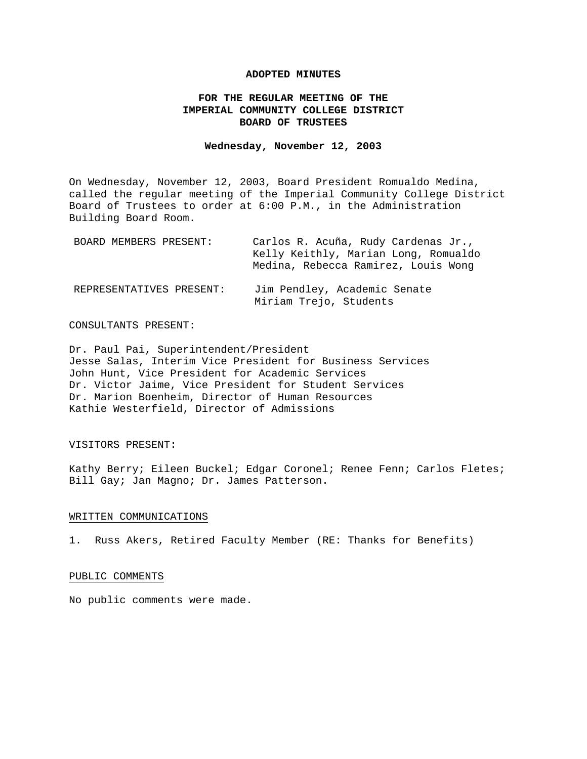**ADOPTED MINUTES**

**FOR THE REGULAR MEETING OF THE
IMPERIAL COMMUNITY COLLEGE DISTRICT
BOARD OF TRUSTEES**

**Wednesday, November 12, 2003**

On Wednesday, November 12, 2003, Board President Romualdo Medina, called the regular meeting of the Imperial Community College District Board of Trustees to order at 6:00 P.M., in the Administration Building Board Room.

BOARD MEMBERS PRESENT: Carlos R. Acuña, Rudy Cardenas Jr., Kelly Keithly, Marian Long, Romualdo Medina, Rebecca Ramirez, Louis Wong

REPRESENTATIVES PRESENT: Jim Pendley, Academic Senate
Miriam Trejo, Students

CONSULTANTS PRESENT:

Dr. Paul Pai, Superintendent/President
Jesse Salas, Interim Vice President for Business Services
John Hunt, Vice President for Academic Services
Dr. Victor Jaime, Vice President for Student Services
Dr. Marion Boenheim, Director of Human Resources
Kathie Westerfield, Director of Admissions

VISITORS PRESENT:

Kathy Berry; Eileen Buckel; Edgar Coronel; Renee Fenn; Carlos Fletes; Bill Gay; Jan Magno; Dr. James Patterson.

WRITTEN COMMUNICATIONS

1. Russ Akers, Retired Faculty Member (RE: Thanks for Benefits)

PUBLIC COMMENTS

No public comments were made.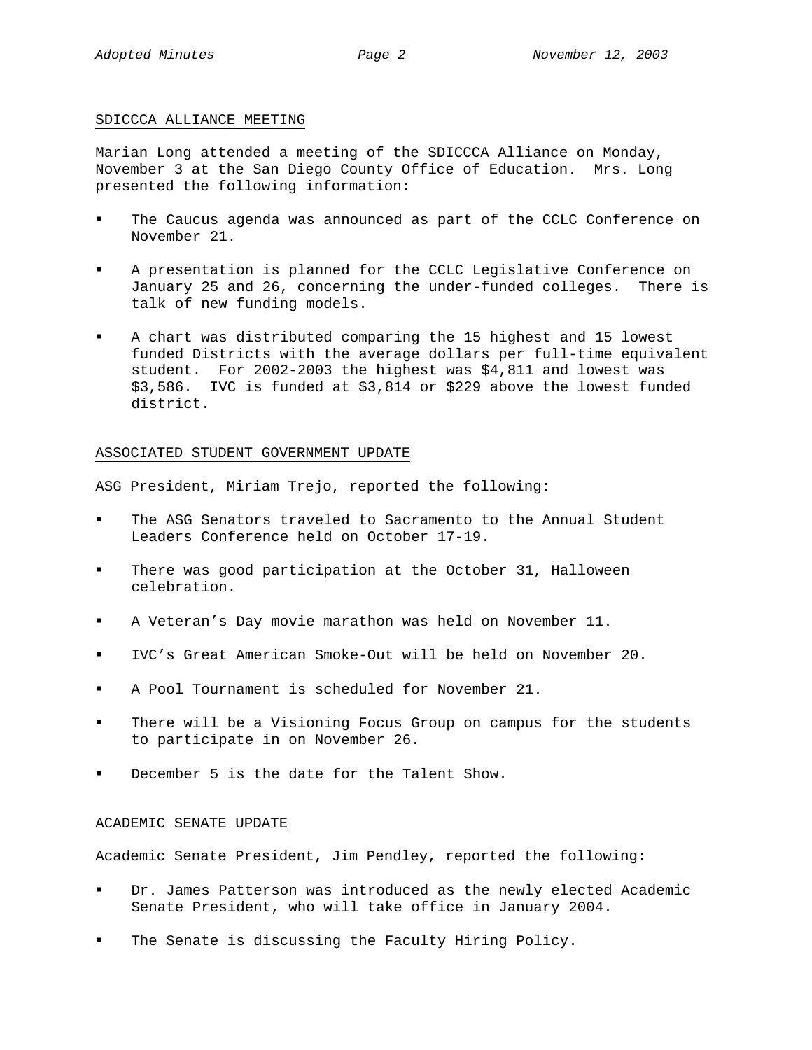## SDICCCA ALLIANCE MEETING

Marian Long attended a meeting of the SDICCCA Alliance on Monday, November 3 at the San Diego County Office of Education. Mrs. Long presented the following information:

- The Caucus agenda was announced as part of the CCLC Conference on November 21.
- A presentation is planned for the CCLC Legislative Conference on January 25 and 26, concerning the under-funded colleges. There is talk of new funding models.
- A chart was distributed comparing the 15 highest and 15 lowest funded Districts with the average dollars per full-time equivalent student. For 2002-2003 the highest was $4,811 and lowest was $3,586. IVC is funded at $3,814 or $229 above the lowest funded district.

## ASSOCIATED STUDENT GOVERNMENT UPDATE

ASG President, Miriam Trejo, reported the following:

- The ASG Senators traveled to Sacramento to the Annual Student Leaders Conference held on October 17-19.
- There was good participation at the October 31, Halloween celebration.
- A Veteran's Day movie marathon was held on November 11.
- IVC's Great American Smoke-Out will be held on November 20.
- A Pool Tournament is scheduled for November 21.
- There will be a Visioning Focus Group on campus for the students to participate in on November 26.
- December 5 is the date for the Talent Show.

## ACADEMIC SENATE UPDATE

Academic Senate President, Jim Pendley, reported the following:

- Dr. James Patterson was introduced as the newly elected Academic Senate President, who will take office in January 2004.
- The Senate is discussing the Faculty Hiring Policy.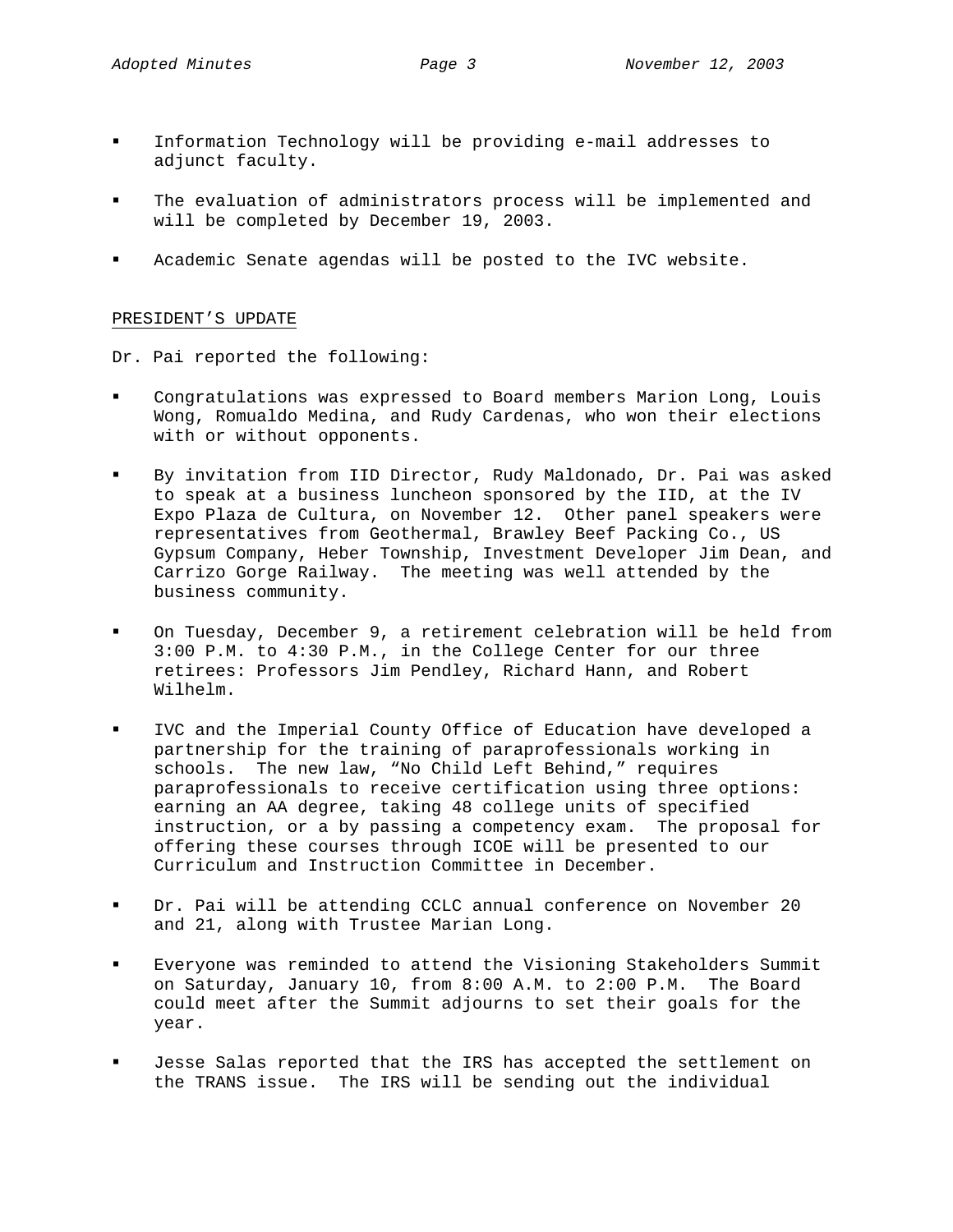- Information Technology will be providing e-mail addresses to adjunct faculty.

- The evaluation of administrators process will be implemented and will be completed by December 19, 2003.

- Academic Senate agendas will be posted to the IVC website.

PRESIDENT'S UPDATE

Dr. Pai reported the following:

- Congratulations was expressed to Board members Marion Long, Louis Wong, Romualdo Medina, and Rudy Cardenas, who won their elections with or without opponents.

- By invitation from IID Director, Rudy Maldonado, Dr. Pai was asked to speak at a business luncheon sponsored by the IID, at the IV Expo Plaza de Cultura, on November 12. Other panel speakers were representatives from Geothermal, Brawley Beef Packing Co., US Gypsum Company, Heber Township, Investment Developer Jim Dean, and Carrizo Gorge Railway. The meeting was well attended by the business community.

- On Tuesday, December 9, a retirement celebration will be held from 3:00 P.M. to 4:30 P.M., in the College Center for our three retirees: Professors Jim Pendley, Richard Hann, and Robert Wilhelm.

- IVC and the Imperial County Office of Education have developed a partnership for the training of paraprofessionals working in schools. The new law, "No Child Left Behind," requires paraprofessionals to receive certification using three options: earning an AA degree, taking 48 college units of specified instruction, or a by passing a competency exam. The proposal for offering these courses through ICOE will be presented to our Curriculum and Instruction Committee in December.

- Dr. Pai will be attending CCLC annual conference on November 20 and 21, along with Trustee Marian Long.

- Everyone was reminded to attend the Visioning Stakeholders Summit on Saturday, January 10, from 8:00 A.M. to 2:00 P.M. The Board could meet after the Summit adjourns to set their goals for the year.

- Jesse Salas reported that the IRS has accepted the settlement on the TRANS issue. The IRS will be sending out the individual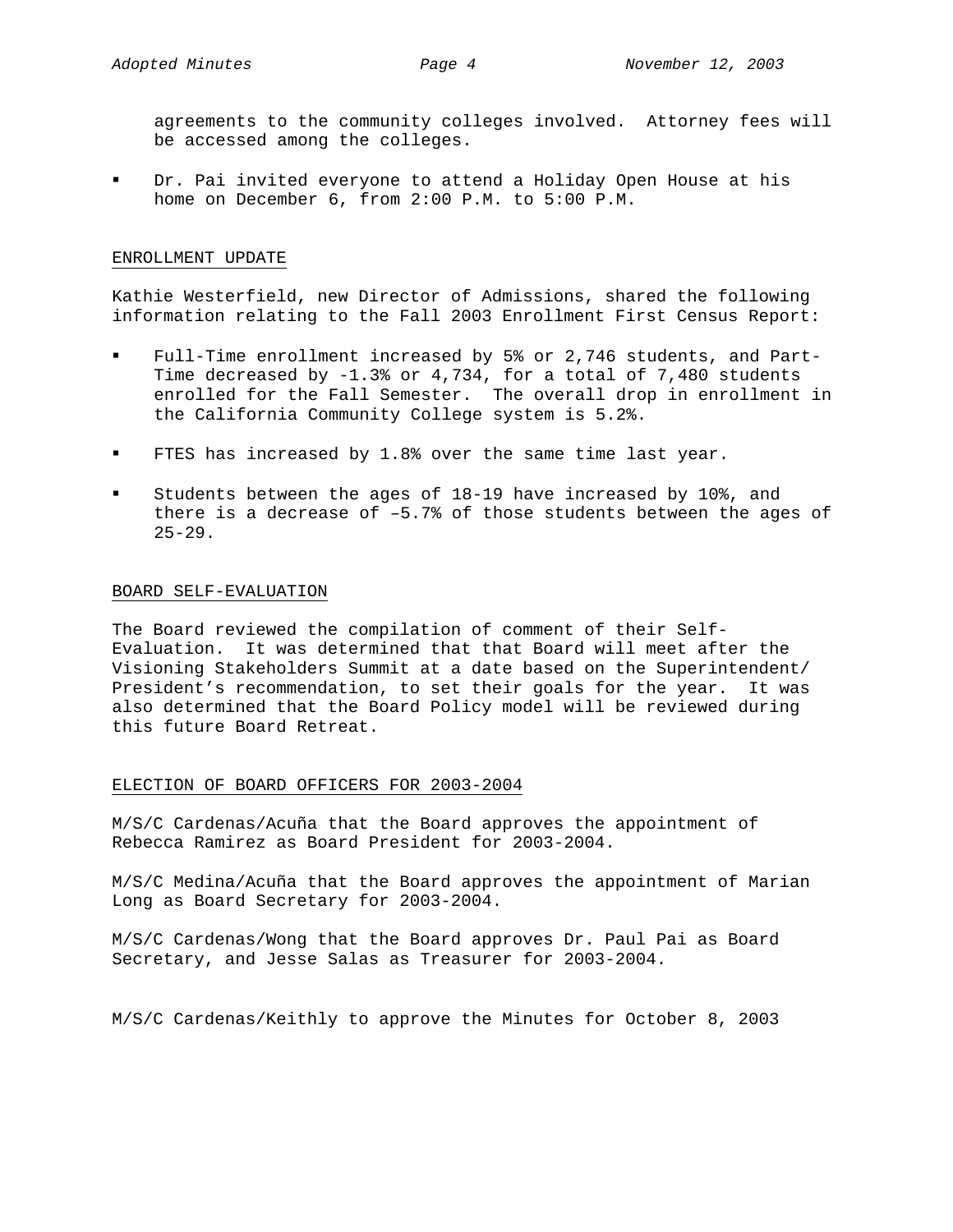agreements to the community colleges involved. Attorney fees will be accessed among the colleges.

- Dr. Pai invited everyone to attend a Holiday Open House at his home on December 6, from 2:00 P.M. to 5:00 P.M.

ENROLLMENT UPDATE

Kathie Westerfield, new Director of Admissions, shared the following information relating to the Fall 2003 Enrollment First Census Report:

- Full-Time enrollment increased by 5% or 2,746 students, and Part-Time decreased by -1.3% or 4,734, for a total of 7,480 students enrolled for the Fall Semester. The overall drop in enrollment in the California Community College system is 5.2%.
- FTES has increased by 1.8% over the same time last year.
- Students between the ages of 18-19 have increased by 10%, and there is a decrease of –5.7% of those students between the ages of 25-29.

BOARD SELF-EVALUATION

The Board reviewed the compilation of comment of their Self-Evaluation. It was determined that that Board will meet after the Visioning Stakeholders Summit at a date based on the Superintendent/ President's recommendation, to set their goals for the year. It was also determined that the Board Policy model will be reviewed during this future Board Retreat.

ELECTION OF BOARD OFFICERS FOR 2003-2004

M/S/C Cardenas/Acuña that the Board approves the appointment of Rebecca Ramirez as Board President for 2003-2004.

M/S/C Medina/Acuña that the Board approves the appointment of Marian Long as Board Secretary for 2003-2004.

M/S/C Cardenas/Wong that the Board approves Dr. Paul Pai as Board Secretary, and Jesse Salas as Treasurer for 2003-2004.

M/S/C Cardenas/Keithly to approve the Minutes for October 8, 2003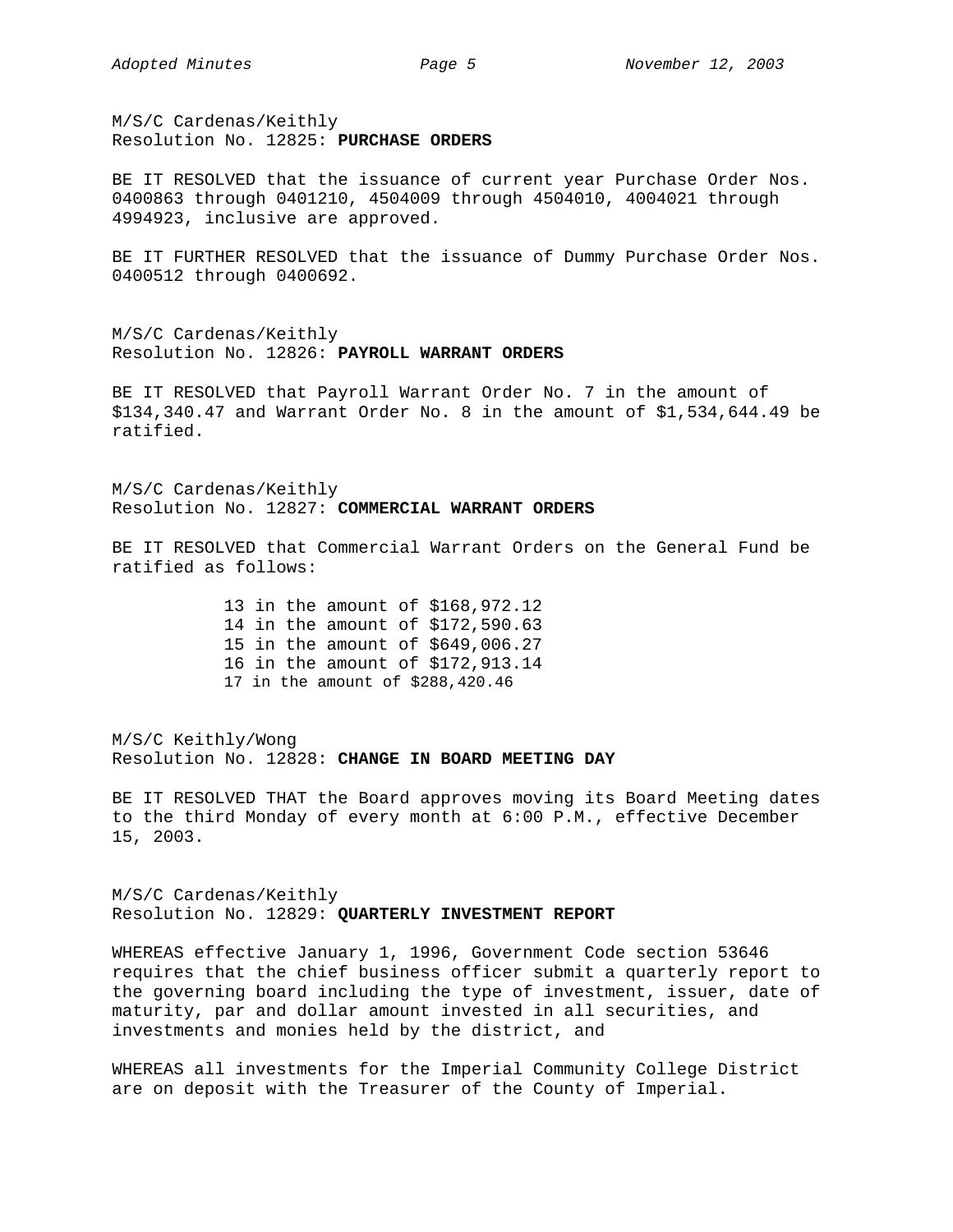M/S/C Cardenas/Keithly
Resolution No. 12825: **PURCHASE ORDERS**

BE IT RESOLVED that the issuance of current year Purchase Order Nos. 0400863 through 0401210, 4504009 through 4504010, 4004021 through 4994923, inclusive are approved.

BE IT FURTHER RESOLVED that the issuance of Dummy Purchase Order Nos. 0400512 through 0400692.

M/S/C Cardenas/Keithly
Resolution No. 12826: **PAYROLL WARRANT ORDERS**

BE IT RESOLVED that Payroll Warrant Order No. 7 in the amount of $134,340.47 and Warrant Order No. 8 in the amount of $1,534,644.49 be ratified.

M/S/C Cardenas/Keithly
Resolution No. 12827: **COMMERCIAL WARRANT ORDERS**

BE IT RESOLVED that Commercial Warrant Orders on the General Fund be ratified as follows:

13 in the amount of $168,972.12
14 in the amount of $172,590.63
15 in the amount of $649,006.27
16 in the amount of $172,913.14
17 in the amount of $288,420.46

M/S/C Keithly/Wong
Resolution No. 12828: **CHANGE IN BOARD MEETING DAY**

BE IT RESOLVED THAT the Board approves moving its Board Meeting dates to the third Monday of every month at 6:00 P.M., effective December 15, 2003.

M/S/C Cardenas/Keithly
Resolution No. 12829: **QUARTERLY INVESTMENT REPORT**

WHEREAS effective January 1, 1996, Government Code section 53646 requires that the chief business officer submit a quarterly report to the governing board including the type of investment, issuer, date of maturity, par and dollar amount invested in all securities, and investments and monies held by the district, and

WHEREAS all investments for the Imperial Community College District are on deposit with the Treasurer of the County of Imperial.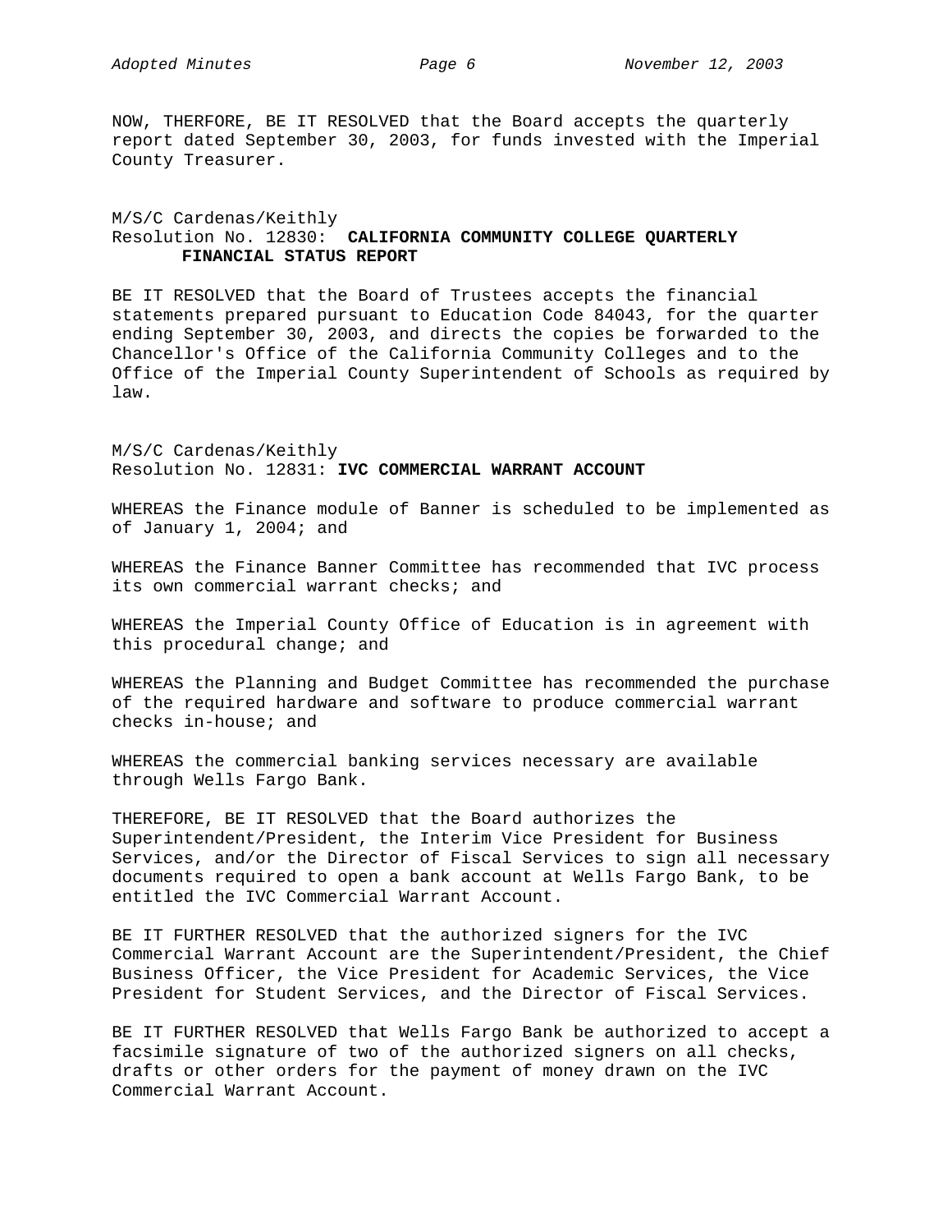NOW, THERFORE, BE IT RESOLVED that the Board accepts the quarterly report dated September 30, 2003, for funds invested with the Imperial County Treasurer.

M/S/C Cardenas/Keithly
Resolution No. 12830: **CALIFORNIA COMMUNITY COLLEGE QUARTERLY FINANCIAL STATUS REPORT**

BE IT RESOLVED that the Board of Trustees accepts the financial statements prepared pursuant to Education Code 84043, for the quarter ending September 30, 2003, and directs the copies be forwarded to the Chancellor's Office of the California Community Colleges and to the Office of the Imperial County Superintendent of Schools as required by law.

M/S/C Cardenas/Keithly
Resolution No. 12831: **IVC COMMERCIAL WARRANT ACCOUNT**

WHEREAS the Finance module of Banner is scheduled to be implemented as of January 1, 2004; and

WHEREAS the Finance Banner Committee has recommended that IVC process its own commercial warrant checks; and

WHEREAS the Imperial County Office of Education is in agreement with this procedural change; and

WHEREAS the Planning and Budget Committee has recommended the purchase of the required hardware and software to produce commercial warrant checks in-house; and

WHEREAS the commercial banking services necessary are available through Wells Fargo Bank.

THEREFORE, BE IT RESOLVED that the Board authorizes the Superintendent/President, the Interim Vice President for Business Services, and/or the Director of Fiscal Services to sign all necessary documents required to open a bank account at Wells Fargo Bank, to be entitled the IVC Commercial Warrant Account.

BE IT FURTHER RESOLVED that the authorized signers for the IVC Commercial Warrant Account are the Superintendent/President, the Chief Business Officer, the Vice President for Academic Services, the Vice President for Student Services, and the Director of Fiscal Services.

BE IT FURTHER RESOLVED that Wells Fargo Bank be authorized to accept a facsimile signature of two of the authorized signers on all checks, drafts or other orders for the payment of money drawn on the IVC Commercial Warrant Account.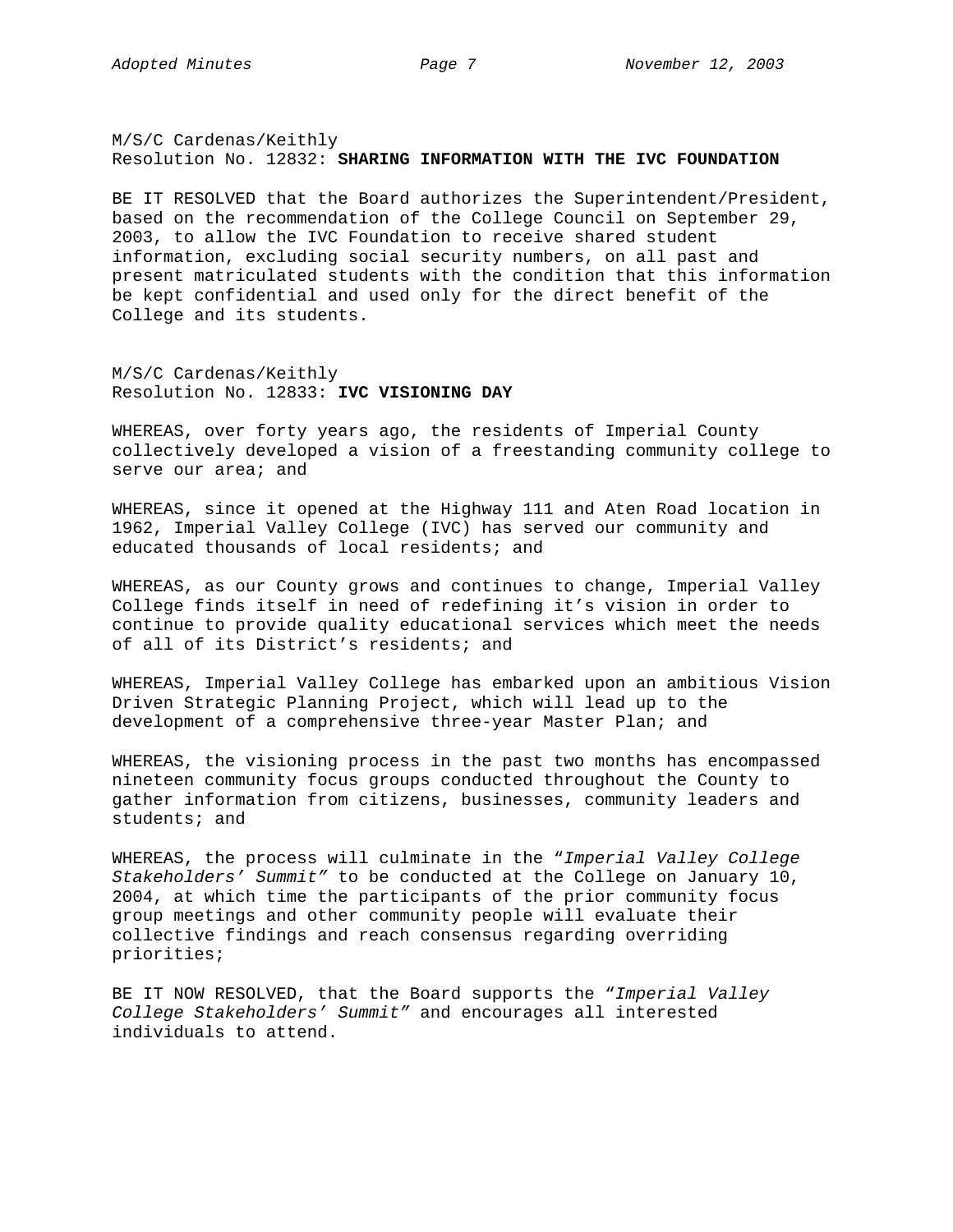M/S/C Cardenas/Keithly
Resolution No. 12832: **SHARING INFORMATION WITH THE IVC FOUNDATION**

BE IT RESOLVED that the Board authorizes the Superintendent/President, based on the recommendation of the College Council on September 29, 2003, to allow the IVC Foundation to receive shared student information, excluding social security numbers, on all past and present matriculated students with the condition that this information be kept confidential and used only for the direct benefit of the College and its students.

M/S/C Cardenas/Keithly
Resolution No. 12833: **IVC VISIONING DAY**

WHEREAS, over forty years ago, the residents of Imperial County collectively developed a vision of a freestanding community college to serve our area; and

WHEREAS, since it opened at the Highway 111 and Aten Road location in 1962, Imperial Valley College (IVC) has served our community and educated thousands of local residents; and

WHEREAS, as our County grows and continues to change, Imperial Valley College finds itself in need of redefining it's vision in order to continue to provide quality educational services which meet the needs of all of its District's residents; and

WHEREAS, Imperial Valley College has embarked upon an ambitious Vision Driven Strategic Planning Project, which will lead up to the development of a comprehensive three-year Master Plan; and

WHEREAS, the visioning process in the past two months has encompassed nineteen community focus groups conducted throughout the County to gather information from citizens, businesses, community leaders and students; and

WHEREAS, the process will culminate in the "*Imperial Valley College Stakeholders' Summit"* to be conducted at the College on January 10, 2004, at which time the participants of the prior community focus group meetings and other community people will evaluate their collective findings and reach consensus regarding overriding priorities;

BE IT NOW RESOLVED, that the Board supports the "*Imperial Valley College Stakeholders' Summit"* and encourages all interested individuals to attend.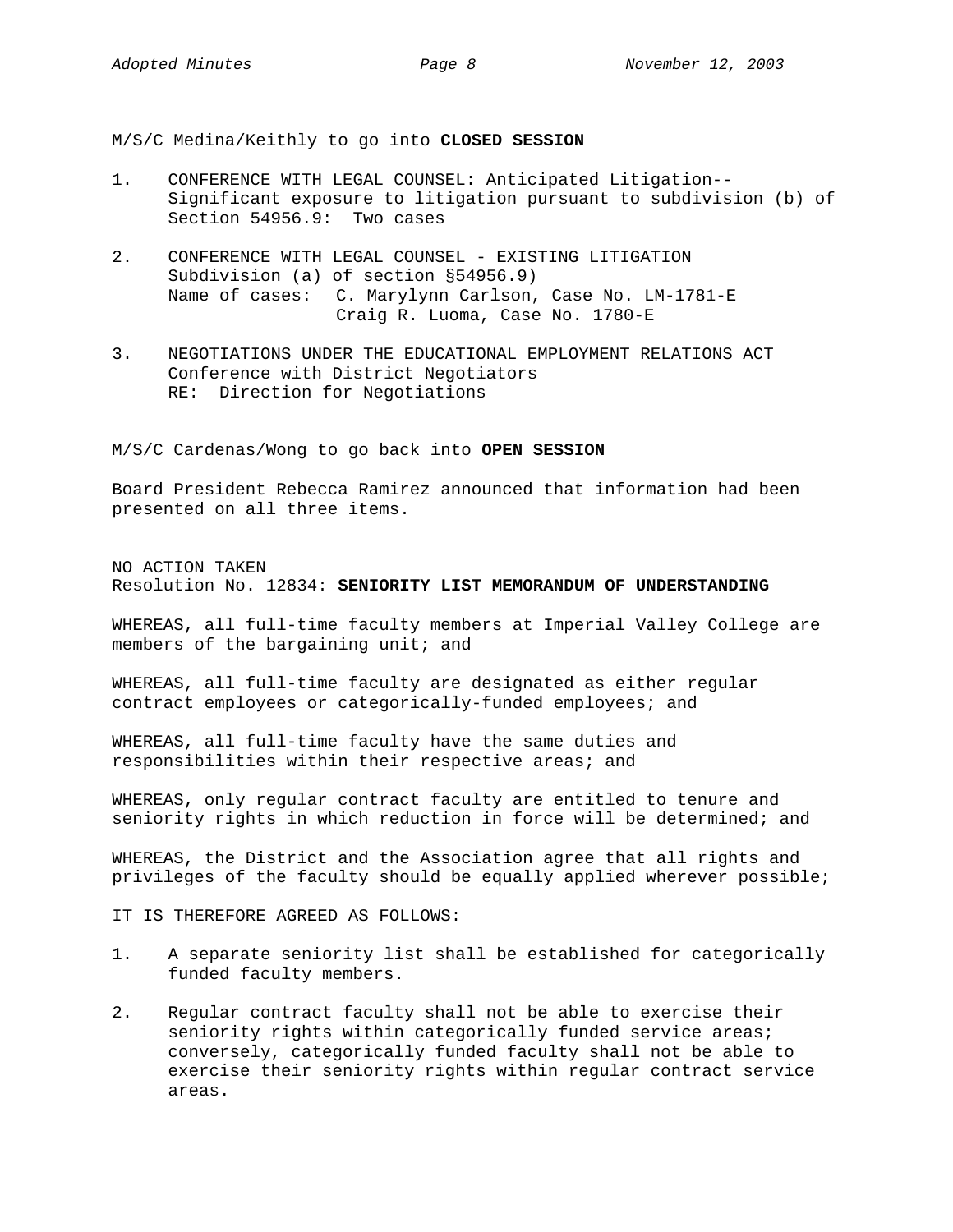M/S/C Medina/Keithly to go into **CLOSED SESSION**

1. CONFERENCE WITH LEGAL COUNSEL: Anticipated Litigation-- Significant exposure to litigation pursuant to subdivision (b) of Section 54956.9: Two cases

2. CONFERENCE WITH LEGAL COUNSEL - EXISTING LITIGATION Subdivision (a) of section §54956.9)
   Name of cases: C. Marylynn Carlson, Case No. LM-1781-E
   Craig R. Luoma, Case No. 1780-E

3. NEGOTIATIONS UNDER THE EDUCATIONAL EMPLOYMENT RELATIONS ACT Conference with District Negotiators
   RE: Direction for Negotiations

M/S/C Cardenas/Wong to go back into **OPEN SESSION**

Board President Rebecca Ramirez announced that information had been presented on all three items.

NO ACTION TAKEN
Resolution No. 12834: **SENIORITY LIST MEMORANDUM OF UNDERSTANDING**

WHEREAS, all full-time faculty members at Imperial Valley College are members of the bargaining unit; and

WHEREAS, all full-time faculty are designated as either regular contract employees or categorically-funded employees; and

WHEREAS, all full-time faculty have the same duties and responsibilities within their respective areas; and

WHEREAS, only regular contract faculty are entitled to tenure and seniority rights in which reduction in force will be determined; and

WHEREAS, the District and the Association agree that all rights and privileges of the faculty should be equally applied wherever possible;

IT IS THEREFORE AGREED AS FOLLOWS:

1. A separate seniority list shall be established for categorically funded faculty members.

2. Regular contract faculty shall not be able to exercise their seniority rights within categorically funded service areas; conversely, categorically funded faculty shall not be able to exercise their seniority rights within regular contract service areas.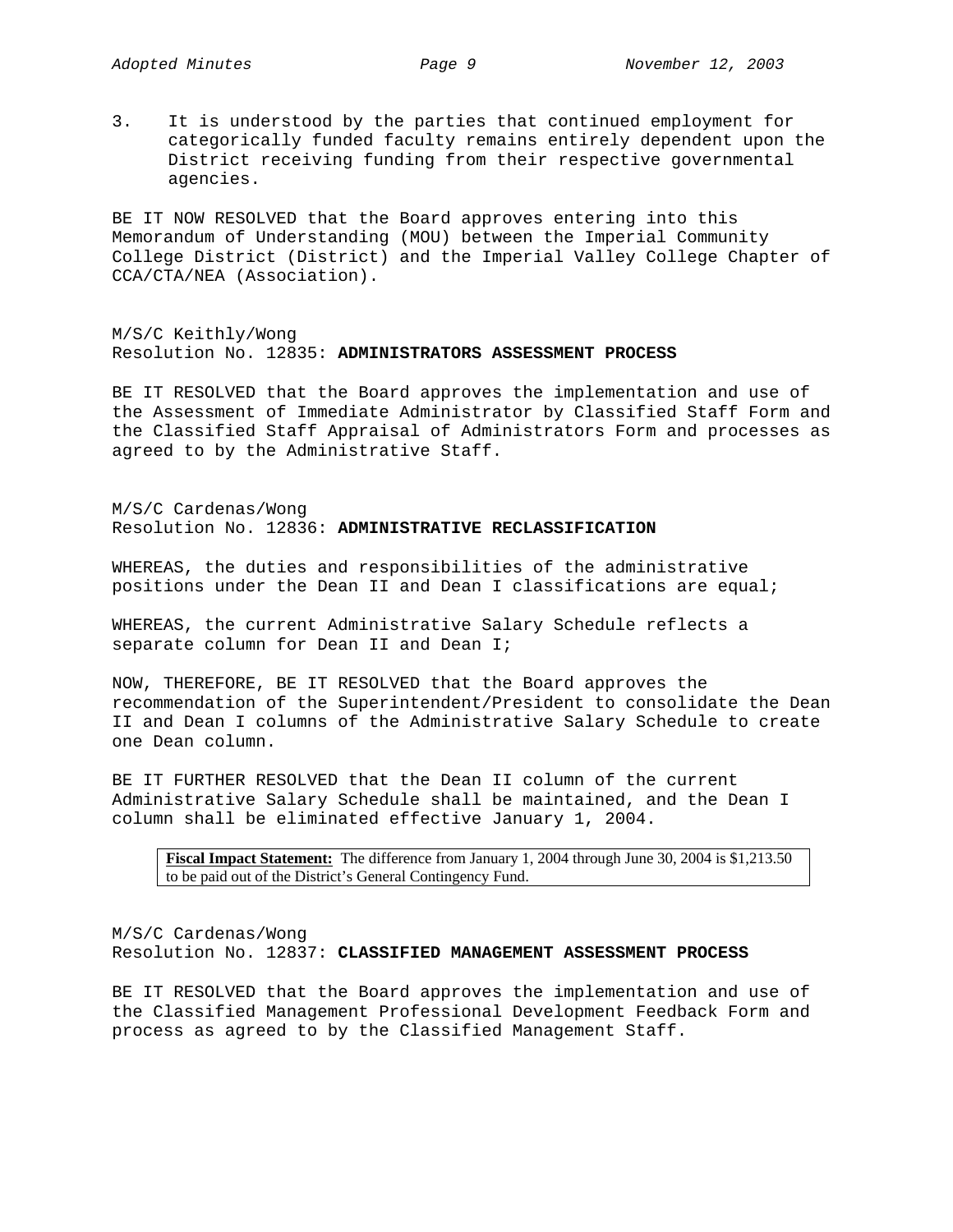3. It is understood by the parties that continued employment for categorically funded faculty remains entirely dependent upon the District receiving funding from their respective governmental agencies.

BE IT NOW RESOLVED that the Board approves entering into this Memorandum of Understanding (MOU) between the Imperial Community College District (District) and the Imperial Valley College Chapter of CCA/CTA/NEA (Association).

M/S/C Keithly/Wong
Resolution No. 12835: **ADMINISTRATORS ASSESSMENT PROCESS**

BE IT RESOLVED that the Board approves the implementation and use of the Assessment of Immediate Administrator by Classified Staff Form and the Classified Staff Appraisal of Administrators Form and processes as agreed to by the Administrative Staff.

M/S/C Cardenas/Wong
Resolution No. 12836: **ADMINISTRATIVE RECLASSIFICATION**

WHEREAS, the duties and responsibilities of the administrative positions under the Dean II and Dean I classifications are equal;

WHEREAS, the current Administrative Salary Schedule reflects a separate column for Dean II and Dean I;

NOW, THEREFORE, BE IT RESOLVED that the Board approves the recommendation of the Superintendent/President to consolidate the Dean II and Dean I columns of the Administrative Salary Schedule to create one Dean column.

BE IT FURTHER RESOLVED that the Dean II column of the current Administrative Salary Schedule shall be maintained, and the Dean I column shall be eliminated effective January 1, 2004.

> **Fiscal Impact Statement:** The difference from January 1, 2004 through June 30, 2004 is $1,213.50 to be paid out of the District's General Contingency Fund.

M/S/C Cardenas/Wong
Resolution No. 12837: **CLASSIFIED MANAGEMENT ASSESSMENT PROCESS**

BE IT RESOLVED that the Board approves the implementation and use of the Classified Management Professional Development Feedback Form and process as agreed to by the Classified Management Staff.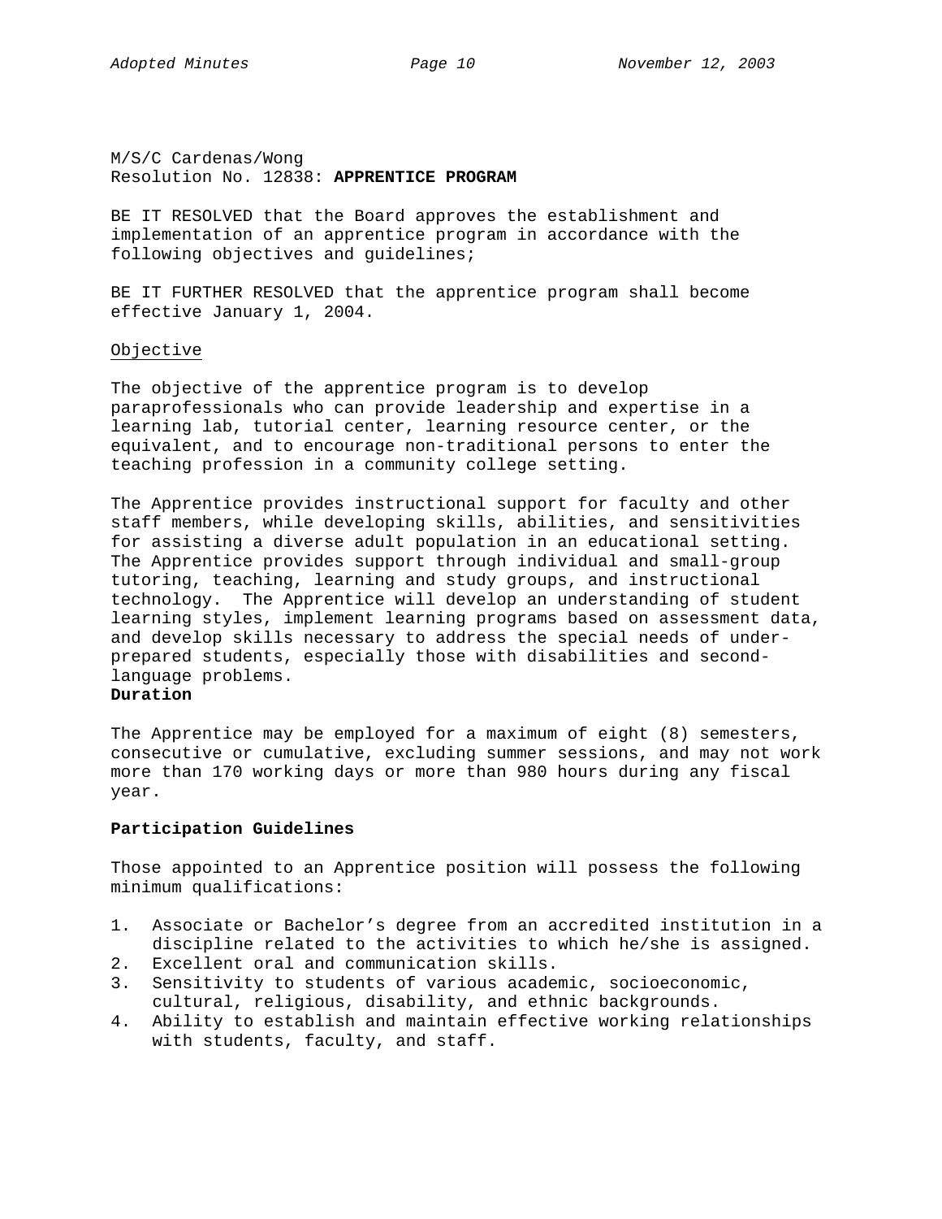M/S/C Cardenas/Wong
Resolution No. 12838: **APPRENTICE PROGRAM**

BE IT RESOLVED that the Board approves the establishment and implementation of an apprentice program in accordance with the following objectives and guidelines;

BE IT FURTHER RESOLVED that the apprentice program shall become effective January 1, 2004.

Objective

The objective of the apprentice program is to develop paraprofessionals who can provide leadership and expertise in a learning lab, tutorial center, learning resource center, or the equivalent, and to encourage non-traditional persons to enter the teaching profession in a community college setting.

The Apprentice provides instructional support for faculty and other staff members, while developing skills, abilities, and sensitivities for assisting a diverse adult population in an educational setting. The Apprentice provides support through individual and small-group tutoring, teaching, learning and study groups, and instructional technology. The Apprentice will develop an understanding of student learning styles, implement learning programs based on assessment data, and develop skills necessary to address the special needs of under-prepared students, especially those with disabilities and second-language problems.

**Duration**

The Apprentice may be employed for a maximum of eight (8) semesters, consecutive or cumulative, excluding summer sessions, and may not work more than 170 working days or more than 980 hours during any fiscal year.

**Participation Guidelines**

Those appointed to an Apprentice position will possess the following minimum qualifications:

1. Associate or Bachelor's degree from an accredited institution in a discipline related to the activities to which he/she is assigned.
2. Excellent oral and communication skills.
3. Sensitivity to students of various academic, socioeconomic, cultural, religious, disability, and ethnic backgrounds.
4. Ability to establish and maintain effective working relationships with students, faculty, and staff.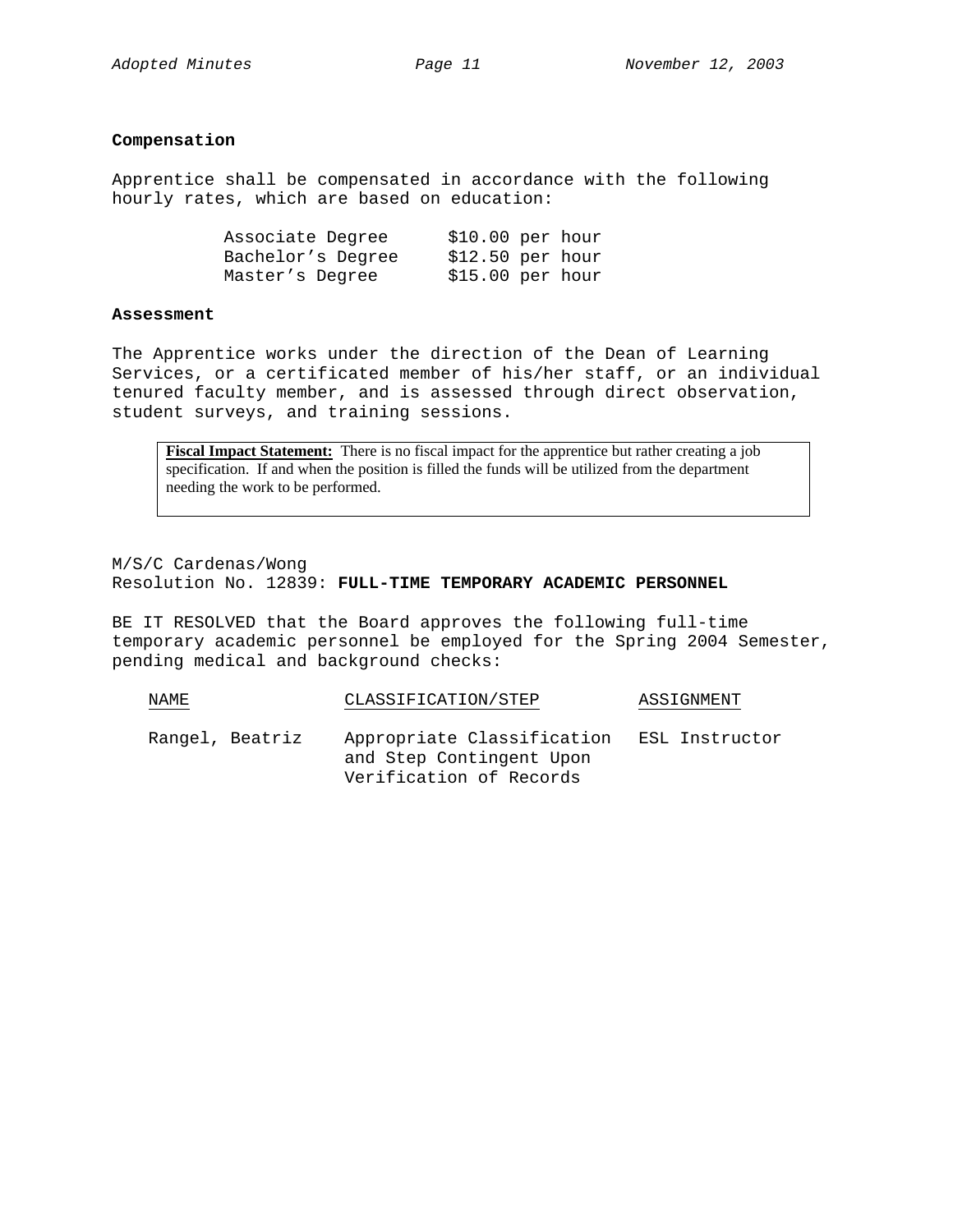**Compensation**

Apprentice shall be compensated in accordance with the following hourly rates, which are based on education:

| | |
|---|---|
| Associate Degree | $10.00 per hour |
| Bachelor's Degree | $12.50 per hour |
| Master's Degree | $15.00 per hour |

**Assessment**

The Apprentice works under the direction of the Dean of Learning Services, or a certificated member of his/her staff, or an individual tenured faculty member, and is assessed through direct observation, student surveys, and training sessions.

> **Fiscal Impact Statement:** There is no fiscal impact for the apprentice but rather creating a job specification. If and when the position is filled the funds will be utilized from the department needing the work to be performed.

M/S/C Cardenas/Wong
Resolution No. 12839: **FULL-TIME TEMPORARY ACADEMIC PERSONNEL**

BE IT RESOLVED that the Board approves the following full-time temporary academic personnel be employed for the Spring 2004 Semester, pending medical and background checks:

| NAME | CLASSIFICATION/STEP | ASSIGNMENT |
|---|---|---|
| Rangel, Beatriz | Appropriate Classification and Step Contingent Upon Verification of Records | ESL Instructor |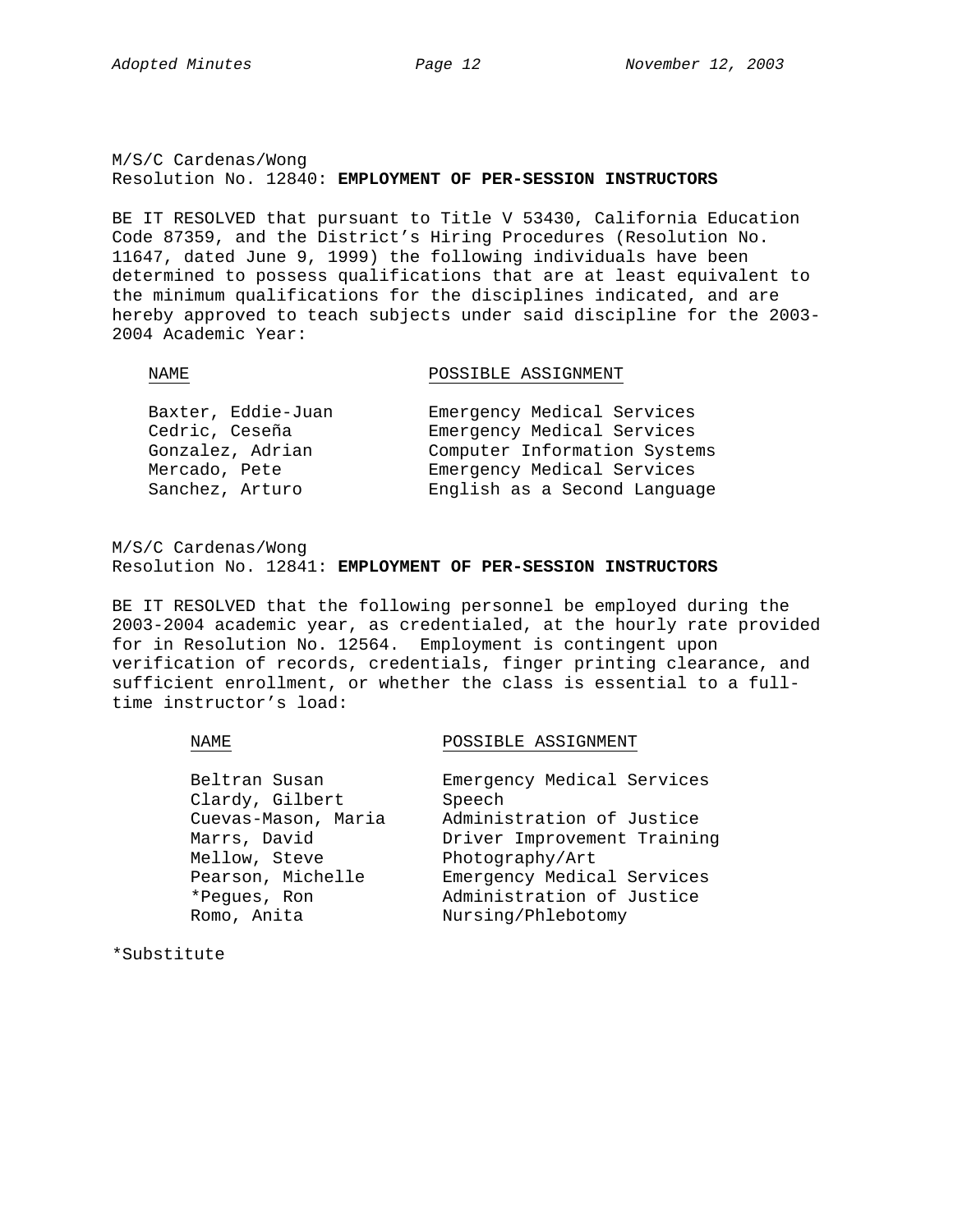M/S/C Cardenas/Wong
Resolution No. 12840: **EMPLOYMENT OF PER-SESSION INSTRUCTORS**

BE IT RESOLVED that pursuant to Title V 53430, California Education Code 87359, and the District's Hiring Procedures (Resolution No. 11647, dated June 9, 1999) the following individuals have been determined to possess qualifications that are at least equivalent to the minimum qualifications for the disciplines indicated, and are hereby approved to teach subjects under said discipline for the 2003-2004 Academic Year:

| NAME | POSSIBLE ASSIGNMENT |
|---|---|
| Baxter, Eddie-Juan | Emergency Medical Services |
| Cedric, Ceseña | Emergency Medical Services |
| Gonzalez, Adrian | Computer Information Systems |
| Mercado, Pete | Emergency Medical Services |
| Sanchez, Arturo | English as a Second Language |

M/S/C Cardenas/Wong
Resolution No. 12841: **EMPLOYMENT OF PER-SESSION INSTRUCTORS**

BE IT RESOLVED that the following personnel be employed during the 2003-2004 academic year, as credentialed, at the hourly rate provided for in Resolution No. 12564. Employment is contingent upon verification of records, credentials, finger printing clearance, and sufficient enrollment, or whether the class is essential to a full-time instructor's load:

| NAME | POSSIBLE ASSIGNMENT |
|---|---|
| Beltran Susan | Emergency Medical Services |
| Clardy, Gilbert | Speech |
| Cuevas-Mason, Maria | Administration of Justice |
| Marrs, David | Driver Improvement Training |
| Mellow, Steve | Photography/Art |
| Pearson, Michelle | Emergency Medical Services |
| *Pegues, Ron | Administration of Justice |
| Romo, Anita | Nursing/Phlebotomy |

*Substitute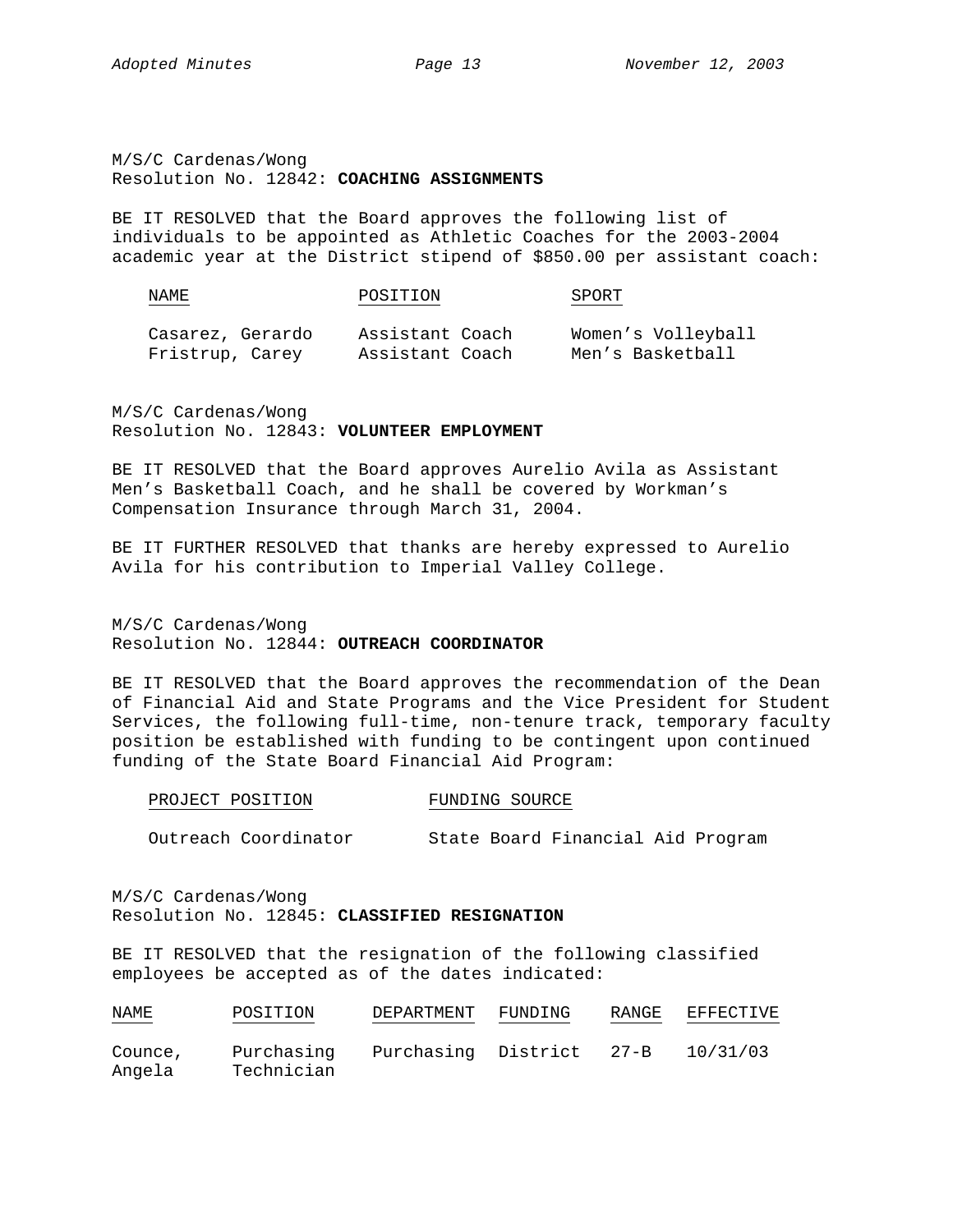M/S/C Cardenas/Wong
Resolution No. 12842: **COACHING ASSIGNMENTS**

BE IT RESOLVED that the Board approves the following list of individuals to be appointed as Athletic Coaches for the 2003-2004 academic year at the District stipend of $850.00 per assistant coach:

| NAME | POSITION | SPORT |
|---|---|---|
| Casarez, Gerardo | Assistant Coach | Women's Volleyball |
| Fristrup, Carey | Assistant Coach | Men's Basketball |

M/S/C Cardenas/Wong
Resolution No. 12843: **VOLUNTEER EMPLOYMENT**

BE IT RESOLVED that the Board approves Aurelio Avila as Assistant Men's Basketball Coach, and he shall be covered by Workman's Compensation Insurance through March 31, 2004.

BE IT FURTHER RESOLVED that thanks are hereby expressed to Aurelio Avila for his contribution to Imperial Valley College.

M/S/C Cardenas/Wong
Resolution No. 12844: **OUTREACH COORDINATOR**

BE IT RESOLVED that the Board approves the recommendation of the Dean of Financial Aid and State Programs and the Vice President for Student Services, the following full-time, non-tenure track, temporary faculty position be established with funding to be contingent upon continued funding of the State Board Financial Aid Program:

| PROJECT POSITION | FUNDING SOURCE |
|---|---|
| Outreach Coordinator | State Board Financial Aid Program |

M/S/C Cardenas/Wong
Resolution No. 12845: **CLASSIFIED RESIGNATION**

BE IT RESOLVED that the resignation of the following classified employees be accepted as of the dates indicated:

| NAME | POSITION | DEPARTMENT | FUNDING | RANGE | EFFECTIVE |
|---|---|---|---|---|---|
| Counce, Angela | Purchasing Technician | Purchasing | District | 27-B | 10/31/03 |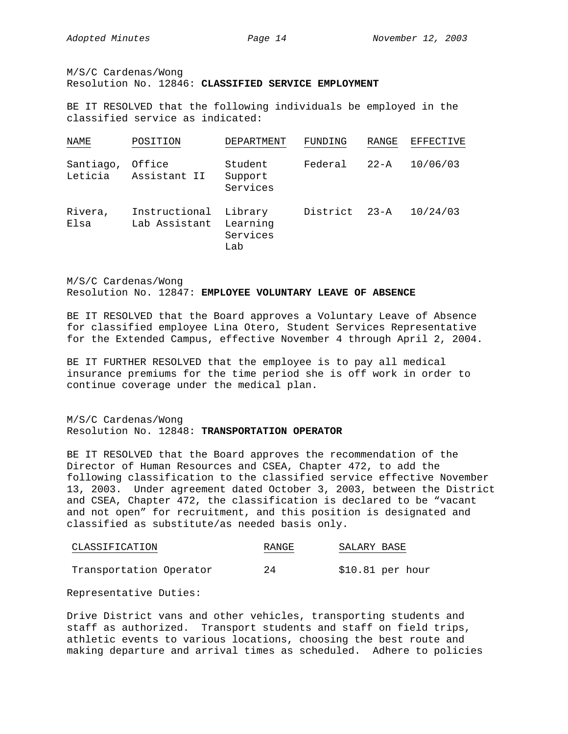M/S/C Cardenas/Wong
Resolution No. 12846: **CLASSIFIED SERVICE EMPLOYMENT**

BE IT RESOLVED that the following individuals be employed in the classified service as indicated:

| NAME | POSITION | DEPARTMENT | FUNDING | RANGE | EFFECTIVE |
|---|---|---|---|---|---|
| Santiago, Leticia | Office Assistant II | Student Support Services | Federal | 22-A | 10/06/03 |
| Rivera, Elsa | Instructional Lab Assistant | Library Learning Services Lab | District | 23-A | 10/24/03 |

M/S/C Cardenas/Wong
Resolution No. 12847: **EMPLOYEE VOLUNTARY LEAVE OF ABSENCE**

BE IT RESOLVED that the Board approves a Voluntary Leave of Absence for classified employee Lina Otero, Student Services Representative for the Extended Campus, effective November 4 through April 2, 2004.

BE IT FURTHER RESOLVED that the employee is to pay all medical insurance premiums for the time period she is off work in order to continue coverage under the medical plan.

M/S/C Cardenas/Wong
Resolution No. 12848: **TRANSPORTATION OPERATOR**

BE IT RESOLVED that the Board approves the recommendation of the Director of Human Resources and CSEA, Chapter 472, to add the following classification to the classified service effective November 13, 2003. Under agreement dated October 3, 2003, between the District and CSEA, Chapter 472, the classification is declared to be "vacant and not open" for recruitment, and this position is designated and classified as substitute/as needed basis only.

| CLASSIFICATION | RANGE | SALARY BASE |
|---|---|---|
| Transportation Operator | 24 | $10.81 per hour |

Representative Duties:

Drive District vans and other vehicles, transporting students and staff as authorized. Transport students and staff on field trips, athletic events to various locations, choosing the best route and making departure and arrival times as scheduled. Adhere to policies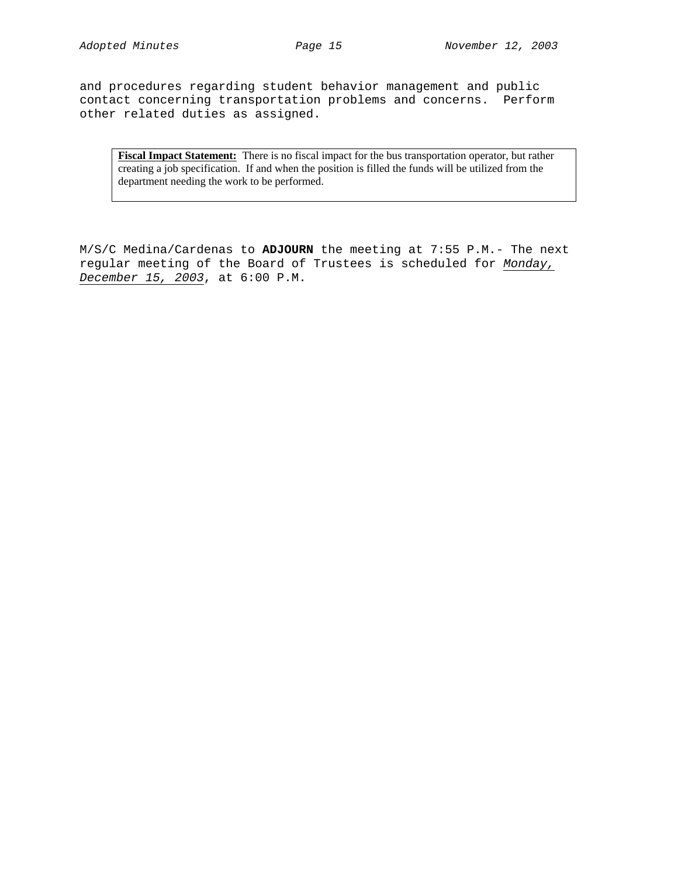and procedures regarding student behavior management and public contact concerning transportation problems and concerns. Perform other related duties as assigned.

> **Fiscal Impact Statement:** There is no fiscal impact for the bus transportation operator, but rather creating a job specification. If and when the position is filled the funds will be utilized from the department needing the work to be performed.

M/S/C Medina/Cardenas to **ADJOURN** the meeting at 7:55 P.M.- The next regular meeting of the Board of Trustees is scheduled for *Monday, December 15, 2003*, at 6:00 P.M.